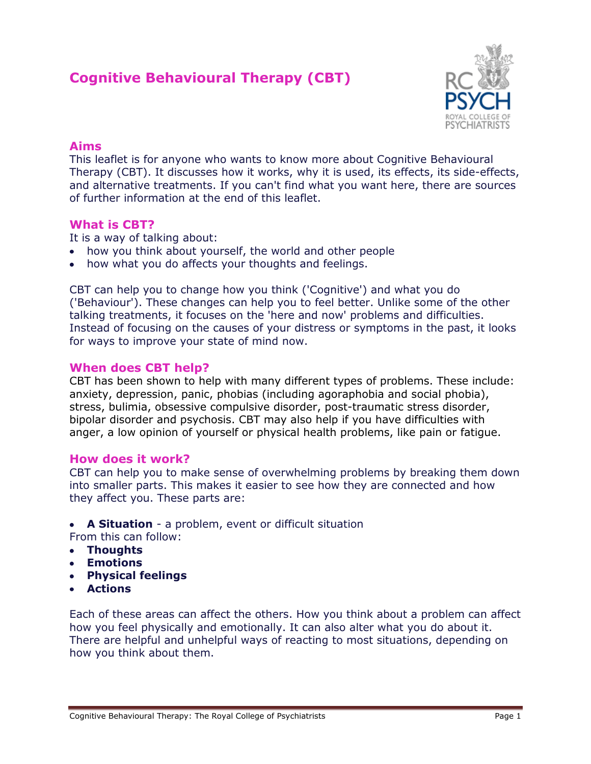# Cognitive Behavioural Therapy (CBT)

## Aims

This leaflet is for anyone who wants to know more about Cognitive Behavioural Therapy (CBT). It discusses how it works, why it is used, its effects, its side-effects, and alternative treatments. If you can't find what you want here, there are sources of further information at the end of this leaflet.

## What is CBT?

It is a way of talking about:

- how you think about yourself, the world and other people
- how what you do affects your thoughts and feelings.

CBT can help you to change how you think ('Cognitive') and what you do ('Behaviour'). These changes can help you to feel better. Unlike some of the other talking treatments, it focuses on the 'here and now' problems and difficulties. Instead of focusing on the causes of your distress or symptoms in the past, it looks for ways to improve your state of mind now.

## When does CBT help?

CBT has been shown to help with many different types of problems. These include: anxiety, depression, panic, phobias (including agoraphobia and social phobia), stress, bulimia, obsessive compulsive disorder, post-traumatic stress disorder, bipolar disorder and psychosis. CBT may also help if you have difficulties with anger, a low opinion of yourself or physical health problems, like pain or fatigue.

## How does it work?

CBT can help you to make sense of overwhelming problems by breaking them down into smaller parts. This makes it easier to see how they are connected and how they affect you. These parts are:

- **A Situation** - a problem, event or difficult situation

From this can follow:

- **Thoughts**
- **Emotions**
- **Physical feelings**
- **Actions**

Each of these areas can affect the others. How you think about a problem can affect how you feel physically and emotionally. It can also alter what you do about it. There are helpful and unhelpful ways of reacting to most situations, depending on how you think about them.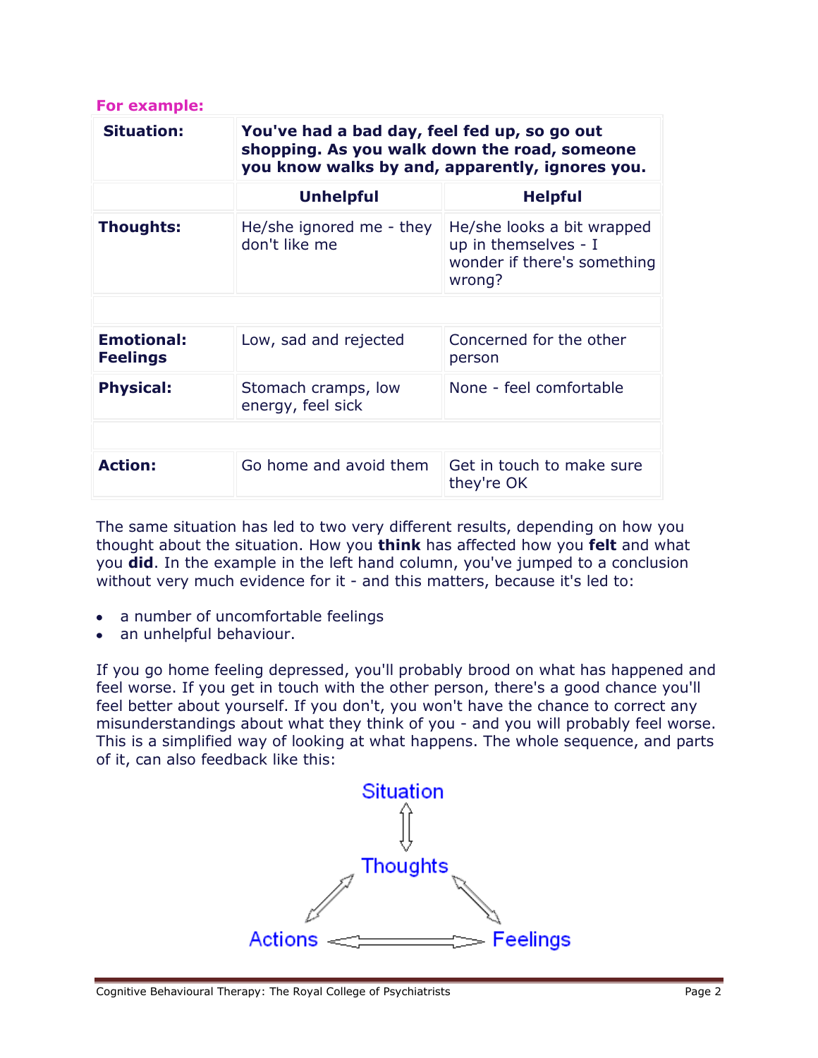**For example:**

| **Situation:** | **You've had a bad day, feel fed up, so go out shopping. As you walk down the road, someone you know walks by and, apparently, ignores you.** | |
|---|---|---|
| | **Unhelpful** | **Helpful** |
| **Thoughts:** | He/she ignored me - they don't like me | He/she looks a bit wrapped up in themselves - I wonder if there's something wrong? |
| | | |
| **Emotional: Feelings** | Low, sad and rejected | Concerned for the other person |
| **Physical:** | Stomach cramps, low energy, feel sick | None - feel comfortable |
| | | |
| **Action:** | Go home and avoid them | Get in touch to make sure they're OK |

The same situation has led to two very different results, depending on how you thought about the situation. How you **think** has affected how you **felt** and what you **did**. In the example in the left hand column, you've jumped to a conclusion without very much evidence for it - and this matters, because it's led to:

- a number of uncomfortable feelings
- an unhelpful behaviour.

If you go home feeling depressed, you'll probably brood on what has happened and feel worse. If you get in touch with the other person, there's a good chance you'll feel better about yourself. If you don't, you won't have the chance to correct any misunderstandings about what they think of you - and you will probably feel worse. This is a simplified way of looking at what happens. The whole sequence, and parts of it, can also feedback like this:

Situation

⇕

Thoughts

Actions ⟷ Feelings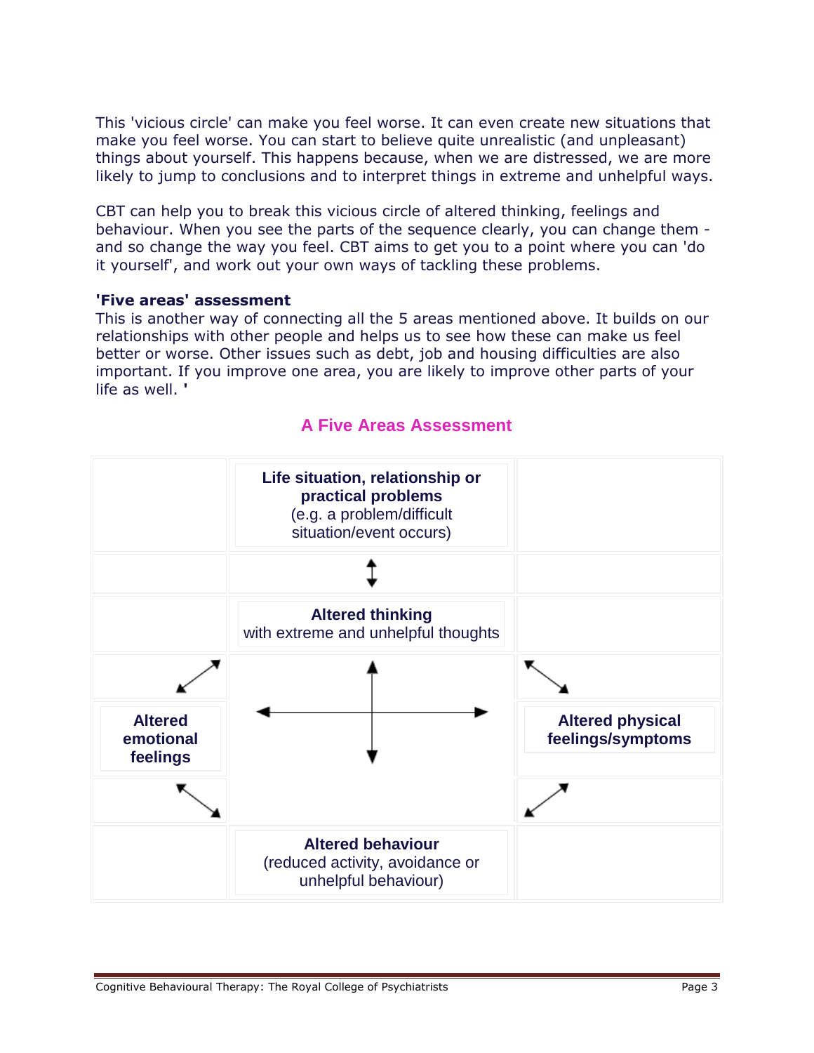This 'vicious circle' can make you feel worse. It can even create new situations that make you feel worse. You can start to believe quite unrealistic (and unpleasant) things about yourself. This happens because, when we are distressed, we are more likely to jump to conclusions and to interpret things in extreme and unhelpful ways.

CBT can help you to break this vicious circle of altered thinking, feelings and behaviour. When you see the parts of the sequence clearly, you can change them - and so change the way you feel. CBT aims to get you to a point where you can 'do it yourself', and work out your own ways of tackling these problems.

**'Five areas' assessment**
This is another way of connecting all the 5 areas mentioned above. It builds on our relationships with other people and helps us to see how these can make us feel better or worse. Other issues such as debt, job and housing difficulties are also important. If you improve one area, you are likely to improve other parts of your life as well. **'**

## A Five Areas Assessment

| | | |
|---|---|---|
| | **Life situation, relationship or practical problems** (e.g. a problem/difficult situation/event occurs) | |
| | ↕ | |
| | **Altered thinking** with extreme and unhelpful thoughts | |
| ↙↗ | ↑ | ↖↘ |
| **Altered emotional feelings** | ← → ↓ | **Altered physical feelings/symptoms** |
| ↖↘ | | ↙↗ |
| | **Altered behaviour** (reduced activity, avoidance or unhelpful behaviour) | |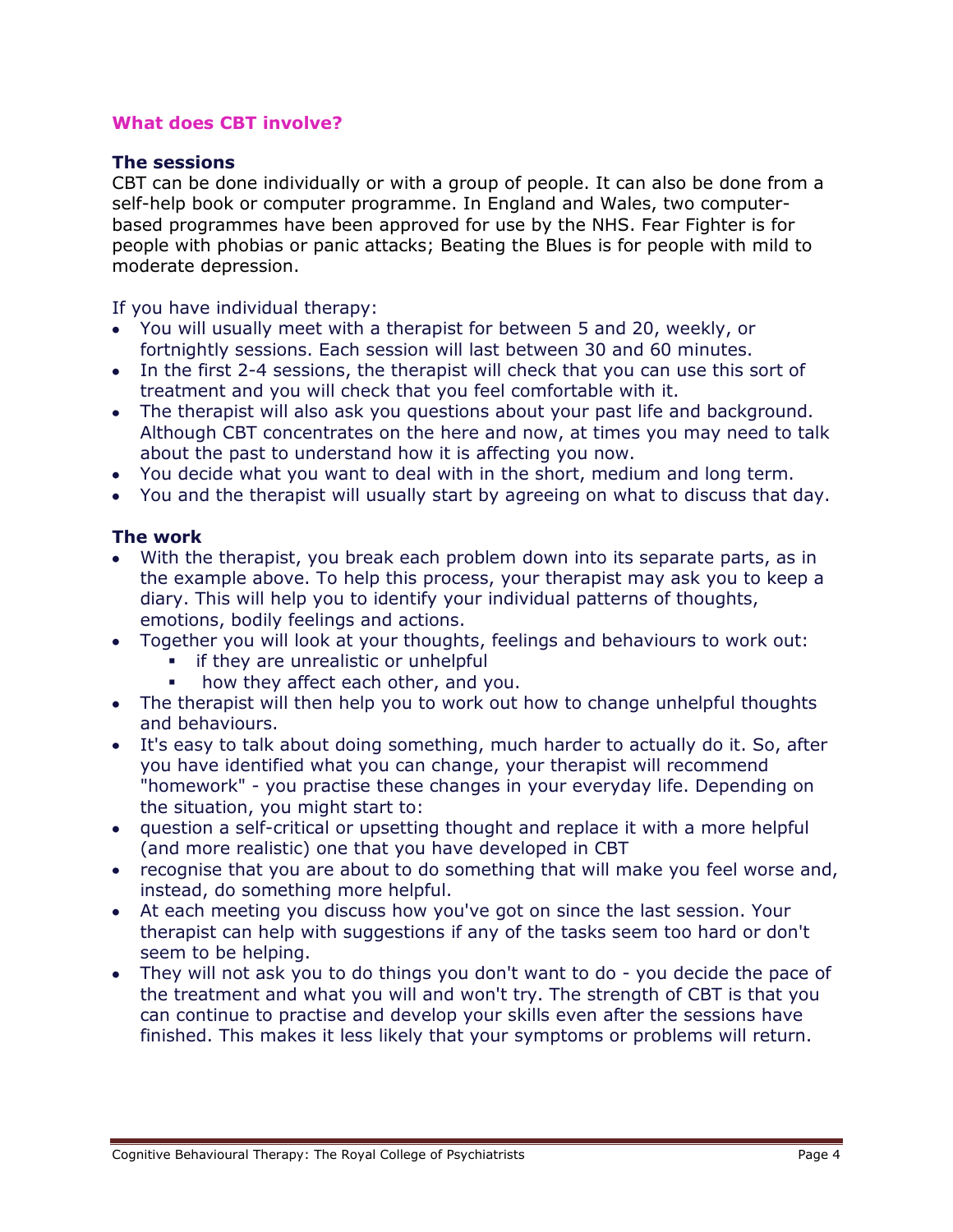## What does CBT involve?

### The sessions

CBT can be done individually or with a group of people. It can also be done from a self-help book or computer programme. In England and Wales, two computer-based programmes have been approved for use by the NHS. Fear Fighter is for people with phobias or panic attacks; Beating the Blues is for people with mild to moderate depression.

If you have individual therapy:

- You will usually meet with a therapist for between 5 and 20, weekly, or fortnightly sessions. Each session will last between 30 and 60 minutes.
- In the first 2-4 sessions, the therapist will check that you can use this sort of treatment and you will check that you feel comfortable with it.
- The therapist will also ask you questions about your past life and background. Although CBT concentrates on the here and now, at times you may need to talk about the past to understand how it is affecting you now.
- You decide what you want to deal with in the short, medium and long term.
- You and the therapist will usually start by agreeing on what to discuss that day.

### The work

- With the therapist, you break each problem down into its separate parts, as in the example above. To help this process, your therapist may ask you to keep a diary. This will help you to identify your individual patterns of thoughts, emotions, bodily feelings and actions.
- Together you will look at your thoughts, feelings and behaviours to work out:
  - if they are unrealistic or unhelpful
  - how they affect each other, and you.
- The therapist will then help you to work out how to change unhelpful thoughts and behaviours.
- It's easy to talk about doing something, much harder to actually do it. So, after you have identified what you can change, your therapist will recommend "homework" - you practise these changes in your everyday life. Depending on the situation, you might start to:
- question a self-critical or upsetting thought and replace it with a more helpful (and more realistic) one that you have developed in CBT
- recognise that you are about to do something that will make you feel worse and, instead, do something more helpful.
- At each meeting you discuss how you've got on since the last session. Your therapist can help with suggestions if any of the tasks seem too hard or don't seem to be helping.
- They will not ask you to do things you don't want to do - you decide the pace of the treatment and what you will and won't try. The strength of CBT is that you can continue to practise and develop your skills even after the sessions have finished. This makes it less likely that your symptoms or problems will return.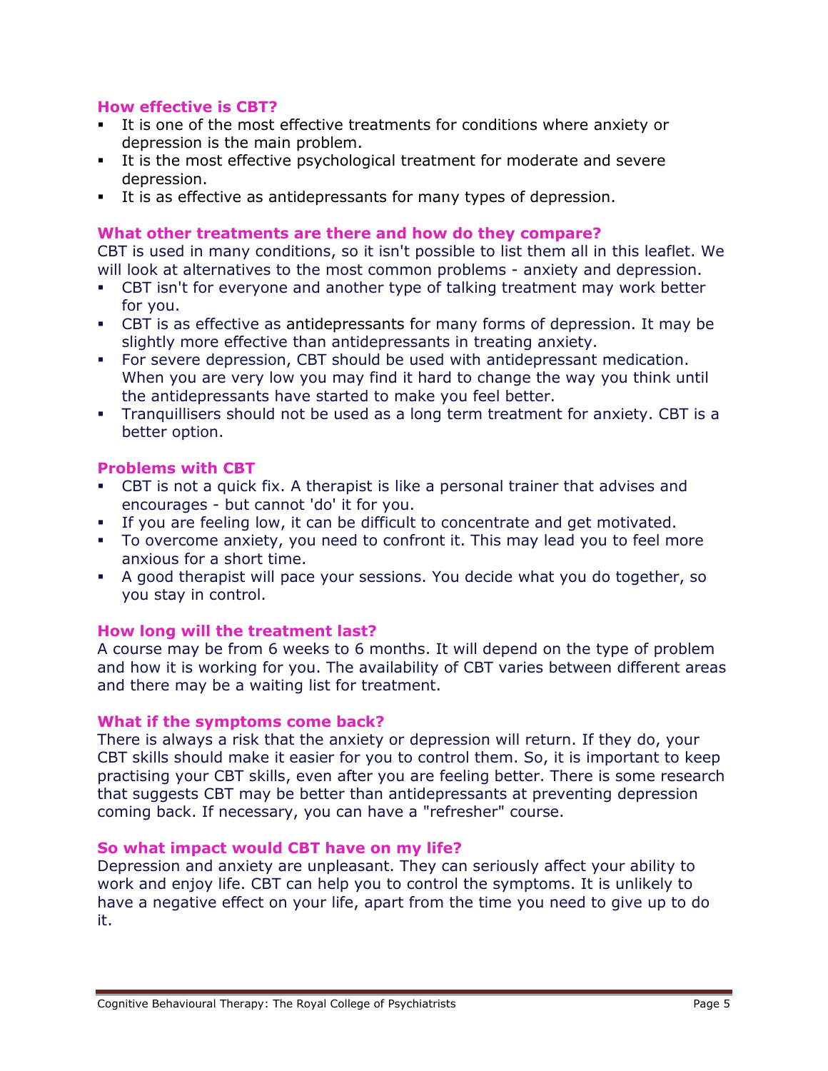## How effective is CBT?

- It is one of the most effective treatments for conditions where anxiety or depression is the main problem.
- It is the most effective psychological treatment for moderate and severe depression.
- It is as effective as antidepressants for many types of depression.

## What other treatments are there and how do they compare?

CBT is used in many conditions, so it isn't possible to list them all in this leaflet. We will look at alternatives to the most common problems - anxiety and depression.

- CBT isn't for everyone and another type of talking treatment may work better for you.
- CBT is as effective as antidepressants for many forms of depression. It may be slightly more effective than antidepressants in treating anxiety.
- For severe depression, CBT should be used with antidepressant medication. When you are very low you may find it hard to change the way you think until the antidepressants have started to make you feel better.
- Tranquillisers should not be used as a long term treatment for anxiety. CBT is a better option.

## Problems with CBT

- CBT is not a quick fix. A therapist is like a personal trainer that advises and encourages - but cannot 'do' it for you.
- If you are feeling low, it can be difficult to concentrate and get motivated.
- To overcome anxiety, you need to confront it. This may lead you to feel more anxious for a short time.
- A good therapist will pace your sessions. You decide what you do together, so you stay in control.

## How long will the treatment last?

A course may be from 6 weeks to 6 months. It will depend on the type of problem and how it is working for you. The availability of CBT varies between different areas and there may be a waiting list for treatment.

## What if the symptoms come back?

There is always a risk that the anxiety or depression will return. If they do, your CBT skills should make it easier for you to control them. So, it is important to keep practising your CBT skills, even after you are feeling better. There is some research that suggests CBT may be better than antidepressants at preventing depression coming back. If necessary, you can have a "refresher" course.

## So what impact would CBT have on my life?

Depression and anxiety are unpleasant. They can seriously affect your ability to work and enjoy life. CBT can help you to control the symptoms. It is unlikely to have a negative effect on your life, apart from the time you need to give up to do it.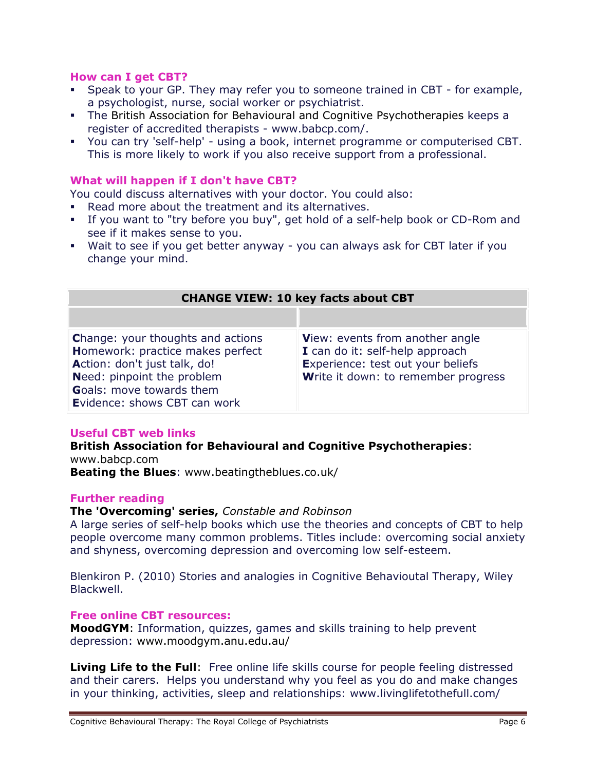### How can I get CBT?

- Speak to your GP. They may refer you to someone trained in CBT - for example, a psychologist, nurse, social worker or psychiatrist.
- The British Association for Behavioural and Cognitive Psychotherapies keeps a register of accredited therapists - www.babcp.com/.
- You can try 'self-help' - using a book, internet programme or computerised CBT. This is more likely to work if you also receive support from a professional.

### What will happen if I don't have CBT?

You could discuss alternatives with your doctor. You could also:

- Read more about the treatment and its alternatives.
- If you want to "try before you buy", get hold of a self-help book or CD-Rom and see if it makes sense to you.
- Wait to see if you get better anyway - you can always ask for CBT later if you change your mind.

| CHANGE VIEW: 10 key facts about CBT | |
|---|---|
| | |
| **C**hange: your thoughts and actions<br>**H**omework: practice makes perfect<br>**A**ction: don't just talk, do!<br>**N**eed: pinpoint the problem<br>**G**oals: move towards them<br>**E**vidence: shows CBT can work | **V**iew: events from another angle<br>**I** can do it: self-help approach<br>**E**xperience: test out your beliefs<br>**W**rite it down: to remember progress |

### Useful CBT web links

**British Association for Behavioural and Cognitive Psychotherapies**: www.babcp.com
**Beating the Blues**: www.beatingtheblues.co.uk/

### Further reading

**The 'Overcoming' series,** *Constable and Robinson*
A large series of self-help books which use the theories and concepts of CBT to help people overcome many common problems. Titles include: overcoming social anxiety and shyness, overcoming depression and overcoming low self-esteem.

Blenkiron P. (2010) Stories and analogies in Cognitive Behavioutal Therapy, Wiley Blackwell.

### Free online CBT resources:

**MoodGYM**: Information, quizzes, games and skills training to help prevent depression: www.moodgym.anu.edu.au/

**Living Life to the Full**: Free online life skills course for people feeling distressed and their carers. Helps you understand why you feel as you do and make changes in your thinking, activities, sleep and relationships: www.livinglifetothefull.com/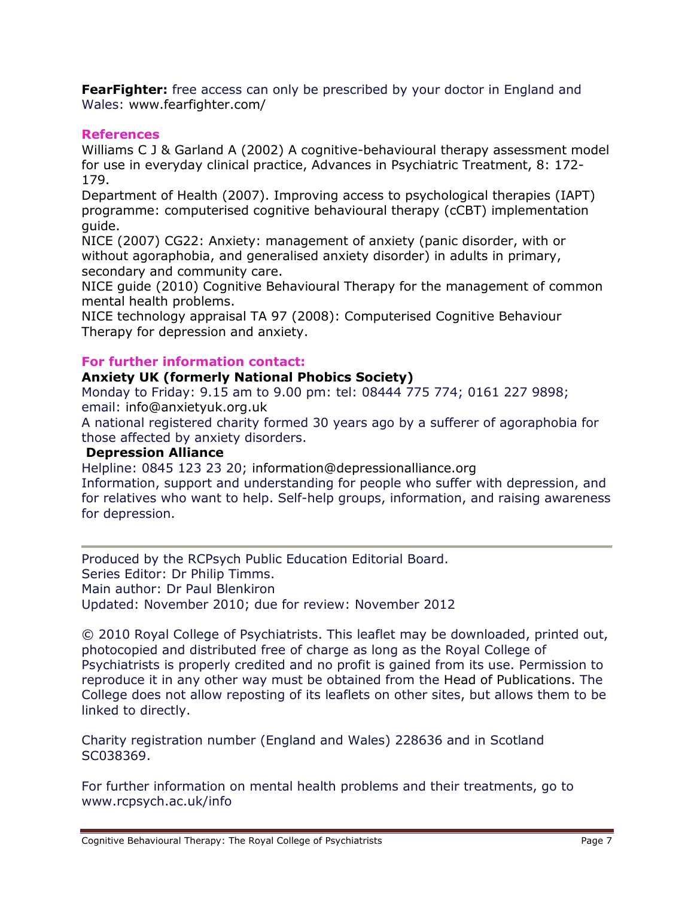**FearFighter:** free access can only be prescribed by your doctor in England and Wales: www.fearfighter.com/

## References

Williams C J & Garland A (2002) A cognitive-behavioural therapy assessment model for use in everyday clinical practice, Advances in Psychiatric Treatment, 8: 172-179.

Department of Health (2007). Improving access to psychological therapies (IAPT) programme: computerised cognitive behavioural therapy (cCBT) implementation guide.

NICE (2007) CG22: Anxiety: management of anxiety (panic disorder, with or without agoraphobia, and generalised anxiety disorder) in adults in primary, secondary and community care.

NICE guide (2010) Cognitive Behavioural Therapy for the management of common mental health problems.

NICE technology appraisal TA 97 (2008): Computerised Cognitive Behaviour Therapy for depression and anxiety.

## For further information contact:

**Anxiety UK (formerly National Phobics Society)**

Monday to Friday: 9.15 am to 9.00 pm: tel: 08444 775 774; 0161 227 9898; email: info@anxietyuk.org.uk

A national registered charity formed 30 years ago by a sufferer of agoraphobia for those affected by anxiety disorders.

**Depression Alliance**

Helpline: 0845 123 23 20; information@depressionalliance.org

Information, support and understanding for people who suffer with depression, and for relatives who want to help. Self-help groups, information, and raising awareness for depression.

---

Produced by the RCPsych Public Education Editorial Board.
Series Editor: Dr Philip Timms.
Main author: Dr Paul Blenkiron
Updated: November 2010; due for review: November 2012

© 2010 Royal College of Psychiatrists. This leaflet may be downloaded, printed out, photocopied and distributed free of charge as long as the Royal College of Psychiatrists is properly credited and no profit is gained from its use. Permission to reproduce it in any other way must be obtained from the Head of Publications. The College does not allow reposting of its leaflets on other sites, but allows them to be linked to directly.

Charity registration number (England and Wales) 228636 and in Scotland SC038369.

For further information on mental health problems and their treatments, go to www.rcpsych.ac.uk/info